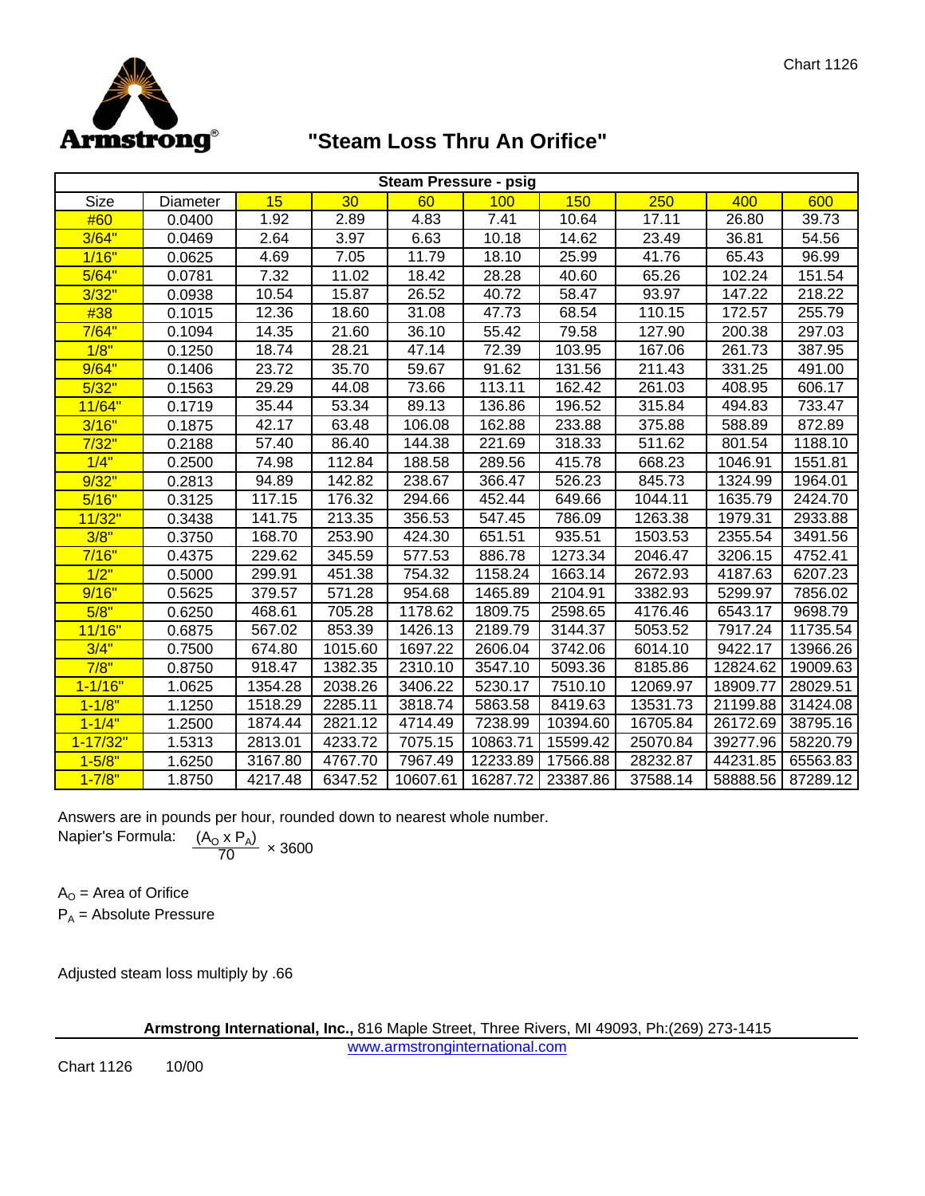Armstrong®

# "Steam Loss Thru An Orifice"

| | | Steam Pressure - psig | | | | | | | |
|---|---|---|---|---|---|---|---|---|---|
| Size | Diameter | 15 | 30 | 60 | 100 | 150 | 250 | 400 | 600 |
| #60 | 0.0400 | 1.92 | 2.89 | 4.83 | 7.41 | 10.64 | 17.11 | 26.80 | 39.73 |
| 3/64" | 0.0469 | 2.64 | 3.97 | 6.63 | 10.18 | 14.62 | 23.49 | 36.81 | 54.56 |
| 1/16" | 0.0625 | 4.69 | 7.05 | 11.79 | 18.10 | 25.99 | 41.76 | 65.43 | 96.99 |
| 5/64" | 0.0781 | 7.32 | 11.02 | 18.42 | 28.28 | 40.60 | 65.26 | 102.24 | 151.54 |
| 3/32" | 0.0938 | 10.54 | 15.87 | 26.52 | 40.72 | 58.47 | 93.97 | 147.22 | 218.22 |
| #38 | 0.1015 | 12.36 | 18.60 | 31.08 | 47.73 | 68.54 | 110.15 | 172.57 | 255.79 |
| 7/64" | 0.1094 | 14.35 | 21.60 | 36.10 | 55.42 | 79.58 | 127.90 | 200.38 | 297.03 |
| 1/8" | 0.1250 | 18.74 | 28.21 | 47.14 | 72.39 | 103.95 | 167.06 | 261.73 | 387.95 |
| 9/64" | 0.1406 | 23.72 | 35.70 | 59.67 | 91.62 | 131.56 | 211.43 | 331.25 | 491.00 |
| 5/32" | 0.1563 | 29.29 | 44.08 | 73.66 | 113.11 | 162.42 | 261.03 | 408.95 | 606.17 |
| 11/64" | 0.1719 | 35.44 | 53.34 | 89.13 | 136.86 | 196.52 | 315.84 | 494.83 | 733.47 |
| 3/16" | 0.1875 | 42.17 | 63.48 | 106.08 | 162.88 | 233.88 | 375.88 | 588.89 | 872.89 |
| 7/32" | 0.2188 | 57.40 | 86.40 | 144.38 | 221.69 | 318.33 | 511.62 | 801.54 | 1188.10 |
| 1/4" | 0.2500 | 74.98 | 112.84 | 188.58 | 289.56 | 415.78 | 668.23 | 1046.91 | 1551.81 |
| 9/32" | 0.2813 | 94.89 | 142.82 | 238.67 | 366.47 | 526.23 | 845.73 | 1324.99 | 1964.01 |
| 5/16" | 0.3125 | 117.15 | 176.32 | 294.66 | 452.44 | 649.66 | 1044.11 | 1635.79 | 2424.70 |
| 11/32" | 0.3438 | 141.75 | 213.35 | 356.53 | 547.45 | 786.09 | 1263.38 | 1979.31 | 2933.88 |
| 3/8" | 0.3750 | 168.70 | 253.90 | 424.30 | 651.51 | 935.51 | 1503.53 | 2355.54 | 3491.56 |
| 7/16" | 0.4375 | 229.62 | 345.59 | 577.53 | 886.78 | 1273.34 | 2046.47 | 3206.15 | 4752.41 |
| 1/2" | 0.5000 | 299.91 | 451.38 | 754.32 | 1158.24 | 1663.14 | 2672.93 | 4187.63 | 6207.23 |
| 9/16" | 0.5625 | 379.57 | 571.28 | 954.68 | 1465.89 | 2104.91 | 3382.93 | 5299.97 | 7856.02 |
| 5/8" | 0.6250 | 468.61 | 705.28 | 1178.62 | 1809.75 | 2598.65 | 4176.46 | 6543.17 | 9698.79 |
| 11/16" | 0.6875 | 567.02 | 853.39 | 1426.13 | 2189.79 | 3144.37 | 5053.52 | 7917.24 | 11735.54 |
| 3/4" | 0.7500 | 674.80 | 1015.60 | 1697.22 | 2606.04 | 3742.06 | 6014.10 | 9422.17 | 13966.26 |
| 7/8" | 0.8750 | 918.47 | 1382.35 | 2310.10 | 3547.10 | 5093.36 | 8185.86 | 12824.62 | 19009.63 |
| 1-1/16" | 1.0625 | 1354.28 | 2038.26 | 3406.22 | 5230.17 | 7510.10 | 12069.97 | 18909.77 | 28029.51 |
| 1-1/8" | 1.1250 | 1518.29 | 2285.11 | 3818.74 | 5863.58 | 8419.63 | 13531.73 | 21199.88 | 31424.08 |
| 1-1/4" | 1.2500 | 1874.44 | 2821.12 | 4714.49 | 7238.99 | 10394.60 | 16705.84 | 26172.69 | 38795.16 |
| 1-17/32" | 1.5313 | 2813.01 | 4233.72 | 7075.15 | 10863.71 | 15599.42 | 25070.84 | 39277.96 | 58220.79 |
| 1-5/8" | 1.6250 | 3167.80 | 4767.70 | 7967.49 | 12233.89 | 17566.88 | 28232.87 | 44231.85 | 65563.83 |
| 1-7/8" | 1.8750 | 4217.48 | 6347.52 | 10607.61 | 16287.72 | 23387.86 | 37588.14 | 58888.56 | 87289.12 |

Answers are in pounds per hour, rounded down to nearest whole number.

Napier's Formula: $\frac{(A_O \times P_A)}{70} \times 3600$

$A_O$ = Area of Orifice

$P_A$ = Absolute Pressure

Adjusted steam loss multiply by .66

**Armstrong International, Inc.,** 816 Maple Street, Three Rivers, MI 49093, Ph:(269) 273-1415

www.armstronginternational.com

Chart 1126 10/00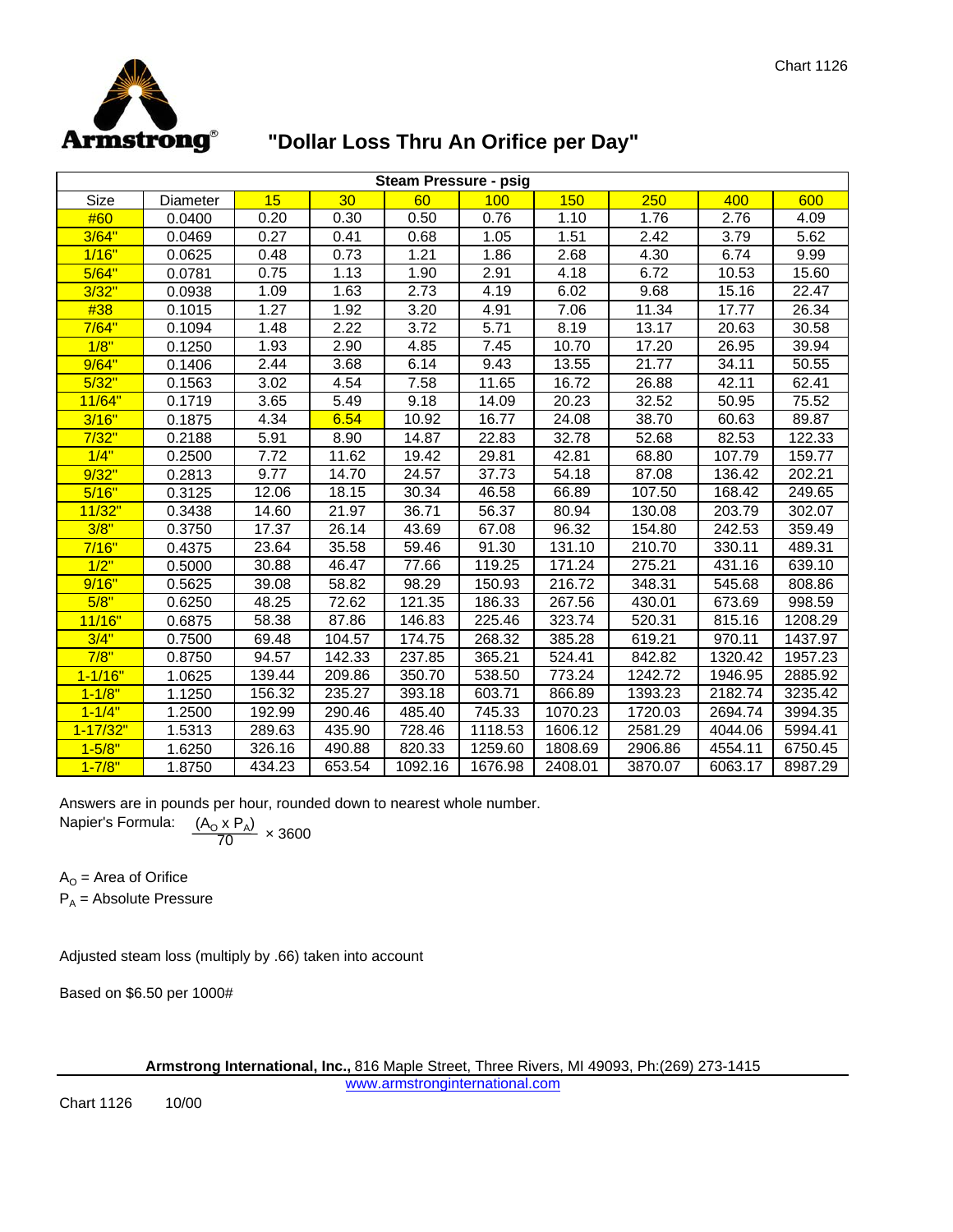Chart 1126

Armstrong®

# "Dollar Loss Thru An Orifice per Day"

| | | Steam Pressure - psig | | | | | | | |
|---|---|---|---|---|---|---|---|---|---|
| Size | Diameter | 15 | 30 | 60 | 100 | 150 | 250 | 400 | 600 |
| #60 | 0.0400 | 0.20 | 0.30 | 0.50 | 0.76 | 1.10 | 1.76 | 2.76 | 4.09 |
| 3/64" | 0.0469 | 0.27 | 0.41 | 0.68 | 1.05 | 1.51 | 2.42 | 3.79 | 5.62 |
| 1/16" | 0.0625 | 0.48 | 0.73 | 1.21 | 1.86 | 2.68 | 4.30 | 6.74 | 9.99 |
| 5/64" | 0.0781 | 0.75 | 1.13 | 1.90 | 2.91 | 4.18 | 6.72 | 10.53 | 15.60 |
| 3/32" | 0.0938 | 1.09 | 1.63 | 2.73 | 4.19 | 6.02 | 9.68 | 15.16 | 22.47 |
| #38 | 0.1015 | 1.27 | 1.92 | 3.20 | 4.91 | 7.06 | 11.34 | 17.77 | 26.34 |
| 7/64" | 0.1094 | 1.48 | 2.22 | 3.72 | 5.71 | 8.19 | 13.17 | 20.63 | 30.58 |
| 1/8" | 0.1250 | 1.93 | 2.90 | 4.85 | 7.45 | 10.70 | 17.20 | 26.95 | 39.94 |
| 9/64" | 0.1406 | 2.44 | 3.68 | 6.14 | 9.43 | 13.55 | 21.77 | 34.11 | 50.55 |
| 5/32" | 0.1563 | 3.02 | 4.54 | 7.58 | 11.65 | 16.72 | 26.88 | 42.11 | 62.41 |
| 11/64" | 0.1719 | 3.65 | 5.49 | 9.18 | 14.09 | 20.23 | 32.52 | 50.95 | 75.52 |
| 3/16" | 0.1875 | 4.34 | 6.54 | 10.92 | 16.77 | 24.08 | 38.70 | 60.63 | 89.87 |
| 7/32" | 0.2188 | 5.91 | 8.90 | 14.87 | 22.83 | 32.78 | 52.68 | 82.53 | 122.33 |
| 1/4" | 0.2500 | 7.72 | 11.62 | 19.42 | 29.81 | 42.81 | 68.80 | 107.79 | 159.77 |
| 9/32" | 0.2813 | 9.77 | 14.70 | 24.57 | 37.73 | 54.18 | 87.08 | 136.42 | 202.21 |
| 5/16" | 0.3125 | 12.06 | 18.15 | 30.34 | 46.58 | 66.89 | 107.50 | 168.42 | 249.65 |
| 11/32" | 0.3438 | 14.60 | 21.97 | 36.71 | 56.37 | 80.94 | 130.08 | 203.79 | 302.07 |
| 3/8" | 0.3750 | 17.37 | 26.14 | 43.69 | 67.08 | 96.32 | 154.80 | 242.53 | 359.49 |
| 7/16" | 0.4375 | 23.64 | 35.58 | 59.46 | 91.30 | 131.10 | 210.70 | 330.11 | 489.31 |
| 1/2" | 0.5000 | 30.88 | 46.47 | 77.66 | 119.25 | 171.24 | 275.21 | 431.16 | 639.10 |
| 9/16" | 0.5625 | 39.08 | 58.82 | 98.29 | 150.93 | 216.72 | 348.31 | 545.68 | 808.86 |
| 5/8" | 0.6250 | 48.25 | 72.62 | 121.35 | 186.33 | 267.56 | 430.01 | 673.69 | 998.59 |
| 11/16" | 0.6875 | 58.38 | 87.86 | 146.83 | 225.46 | 323.74 | 520.31 | 815.16 | 1208.29 |
| 3/4" | 0.7500 | 69.48 | 104.57 | 174.75 | 268.32 | 385.28 | 619.21 | 970.11 | 1437.97 |
| 7/8" | 0.8750 | 94.57 | 142.33 | 237.85 | 365.21 | 524.41 | 842.82 | 1320.42 | 1957.23 |
| 1-1/16" | 1.0625 | 139.44 | 209.86 | 350.70 | 538.50 | 773.24 | 1242.72 | 1946.95 | 2885.92 |
| 1-1/8" | 1.1250 | 156.32 | 235.27 | 393.18 | 603.71 | 866.89 | 1393.23 | 2182.74 | 3235.42 |
| 1-1/4" | 1.2500 | 192.99 | 290.46 | 485.40 | 745.33 | 1070.23 | 1720.03 | 2694.74 | 3994.35 |
| 1-17/32" | 1.5313 | 289.63 | 435.90 | 728.46 | 1118.53 | 1606.12 | 2581.29 | 4044.06 | 5994.41 |
| 1-5/8" | 1.6250 | 326.16 | 490.88 | 820.33 | 1259.60 | 1808.69 | 2906.86 | 4554.11 | 6750.45 |
| 1-7/8" | 1.8750 | 434.23 | 653.54 | 1092.16 | 1676.98 | 2408.01 | 3870.07 | 6063.17 | 8987.29 |

Answers are in pounds per hour, rounded down to nearest whole number.

Napier's Formula: $\frac{(A_O \times P_A)}{70} \times 3600$

$A_O$ = Area of Orifice

$P_A$ = Absolute Pressure

Adjusted steam loss (multiply by .66) taken into account

Based on $6.50 per 1000#

**Armstrong International, Inc.,** 816 Maple Street, Three Rivers, MI 49093, Ph:(269) 273-1415
www.armstronginternational.com

Chart 1126 10/00